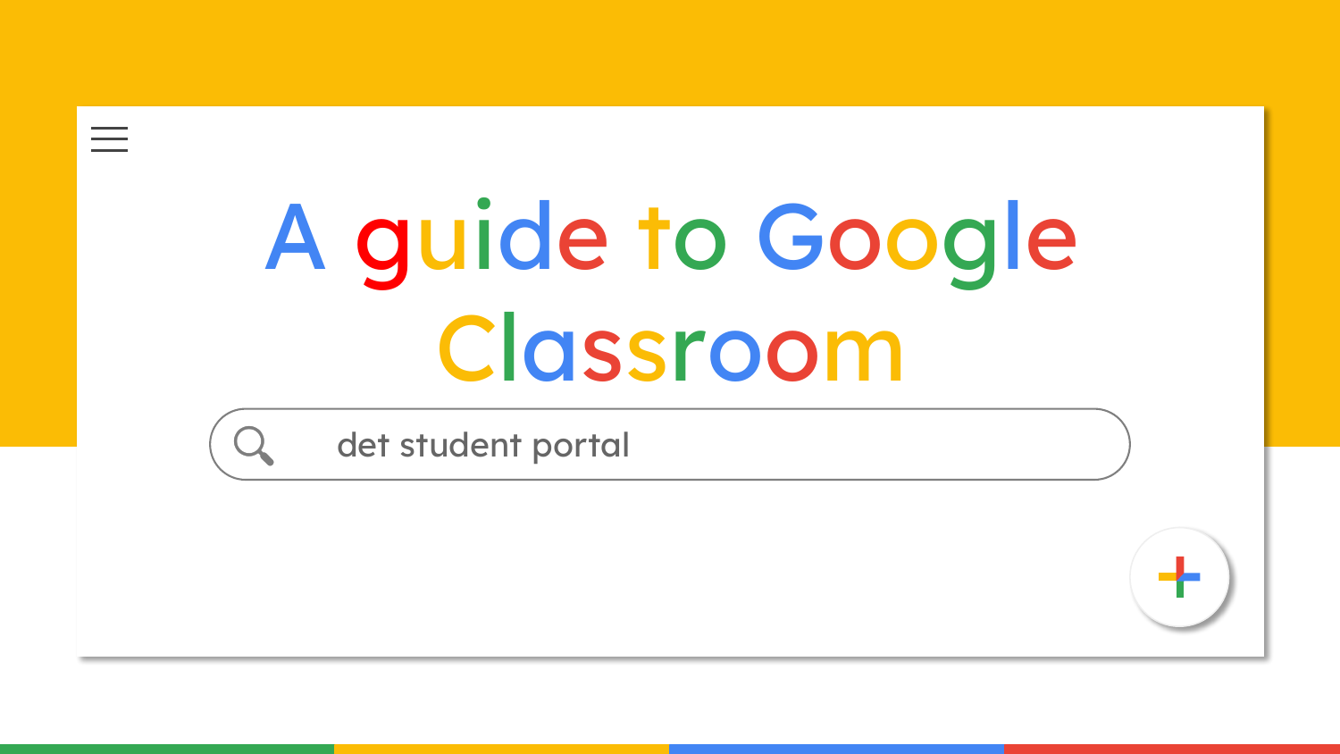# A guide to Google Classroom

det student portal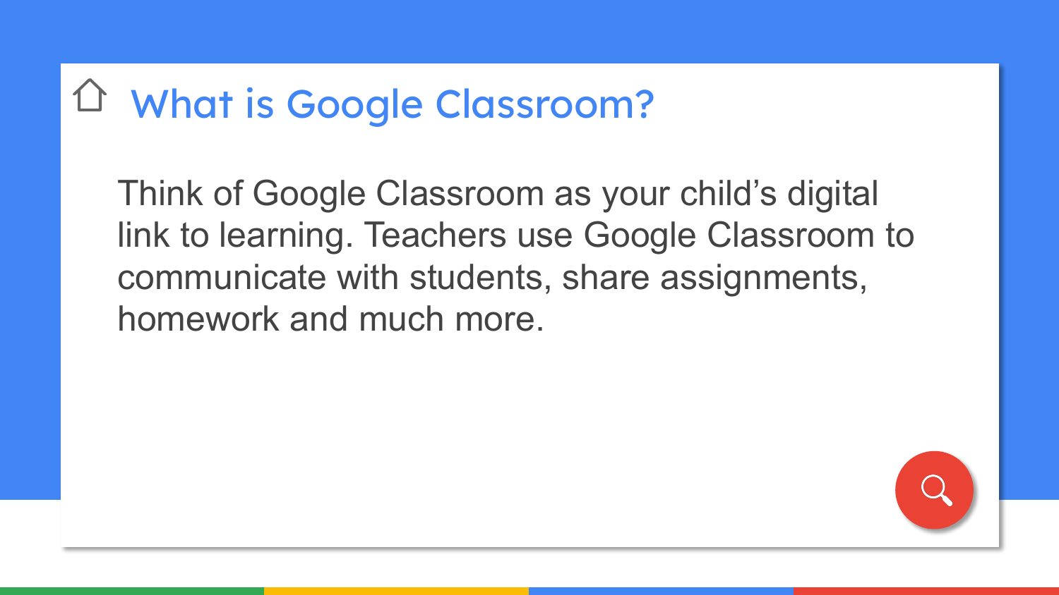# What is Google Classroom?

Think of Google Classroom as your child’s digital link to learning. Teachers use Google Classroom to communicate with students, share assignments, homework and much more.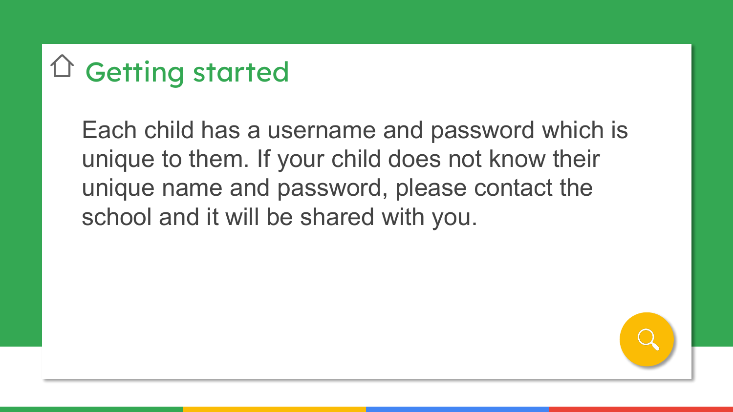## Getting started

Each child has a username and password which is unique to them. If your child does not know their unique name and password, please contact the school and it will be shared with you.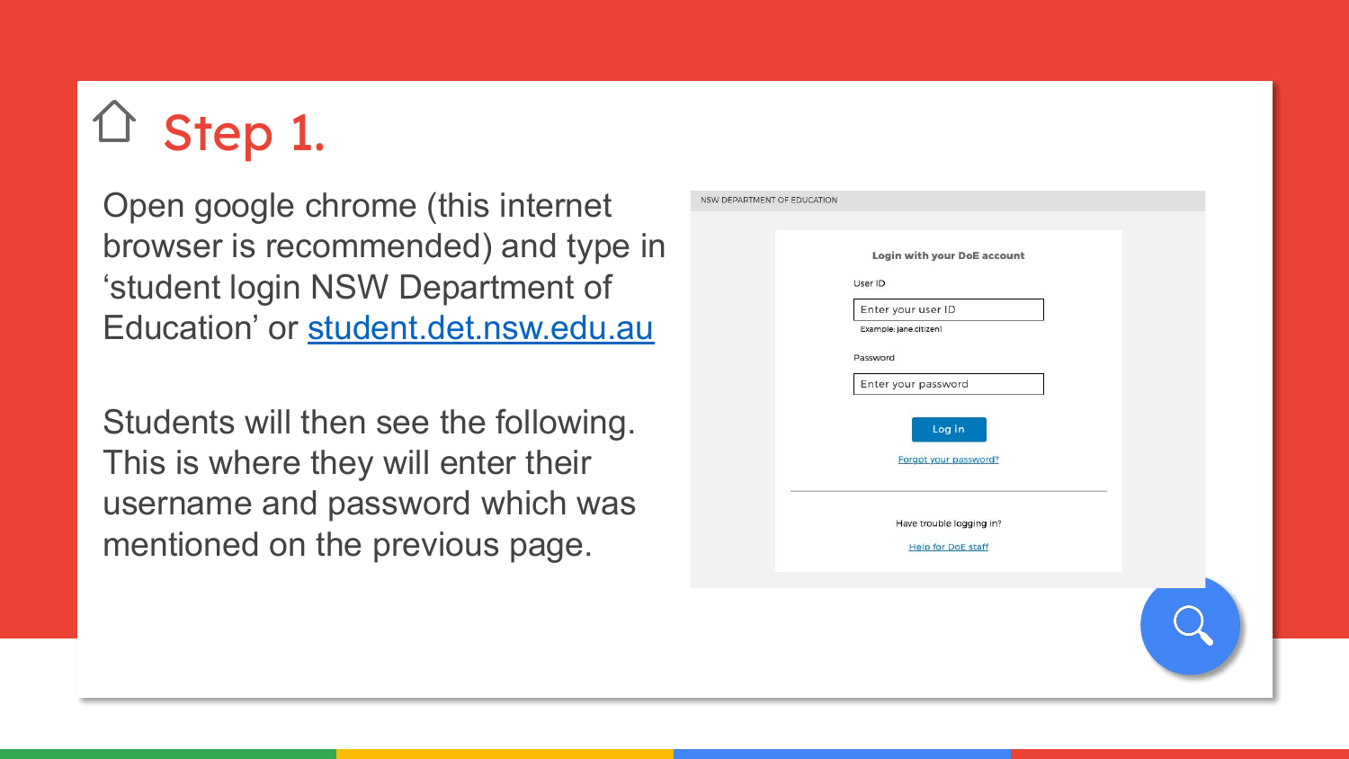# Step 1.

Open google chrome (this internet browser is recommended) and type in 'student login NSW Department of Education' or [student.det.nsw.edu.au](student.det.nsw.edu.au)

Students will then see the following. This is where they will enter their username and password which was mentioned on the previous page.

NSW DEPARTMENT OF EDUCATION

**Login with your DoE account**

User ID

Enter your user ID

Example: jane.citizen1

Password

Enter your password

Log in

Forgot your password?

Have trouble logging in?

Help for DoE staff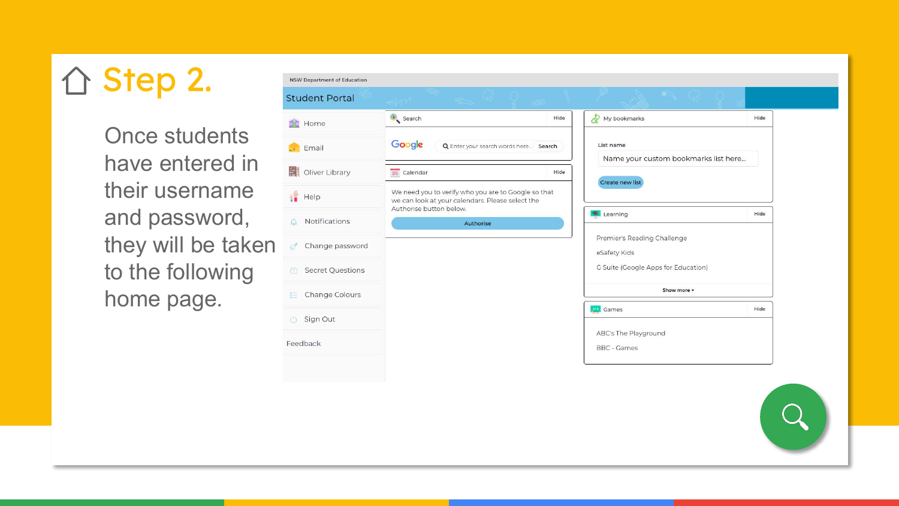# Step 2.

Once students have entered in their username and password, they will be taken to the following home page.

NSW Department of Education

Student Portal

- Home
- Email
- Oliver Library
- Help
- Notifications
- Change password
- Secret Questions
- Change Colours
- Sign Out

Feedback

**Search** Hide

Google — Enter your search words here... Search

**Calendar** Hide

We need you to verify who you are to Google so that we can look at your calendars. Please select the Authorise button below.

Authorise

**My bookmarks** Hide

List name

Name your custom bookmarks list here...

Create new list

**Learning** Hide

- Premier's Reading Challenge
- eSafety Kids
- G Suite (Google Apps for Education)

Show more

**Games** Hide

- ABC's The Playground
- BBC - Games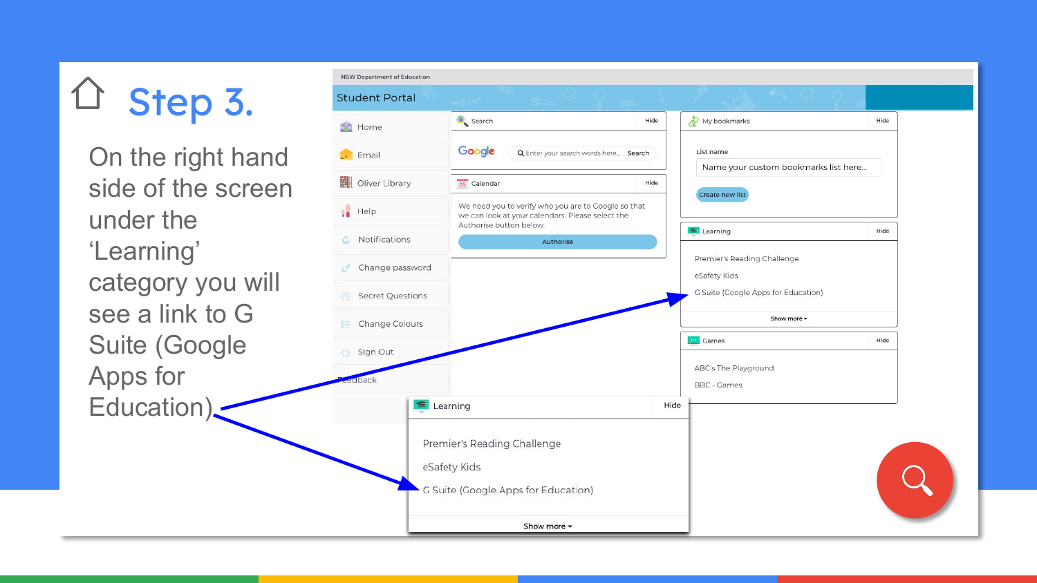# Step 3.

On the right hand side of the screen under the ‘Learning’ category you will see a link to G Suite (Google Apps for Education).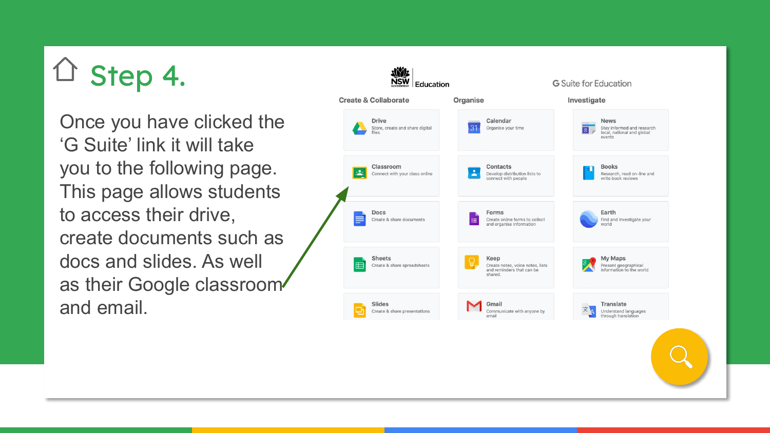# Step 4.

Once you have clicked the 'G Suite' link it will take you to the following page. This page allows students to access their drive, create documents such as docs and slides. As well as their Google classroom and email.

NSW Education

G Suite for Education

| Create & Collaborate | Organise | Investigate |
|---|---|---|
| **Drive** Store, create and share digital files | **Calendar** Organise your time | **News** Stay informed and research local, national and global events |
| **Classroom** Connect with your class online | **Contacts** Develop distribution lists to connect with people | **Books** Research, read on-line and write book reviews |
| **Docs** Create & share documents | **Forms** Create online forms to collect and organise information | **Earth** Find and investigate your world |
| **Sheets** Create & share spreadsheets | **Keep** Create notes, voice notes, lists and reminders that can be shared. | **My Maps** Present geographical information to the world |
| **Slides** Create & share presentations | **Gmail** Communicate with anyone by email | **Translate** Understand languages through translation |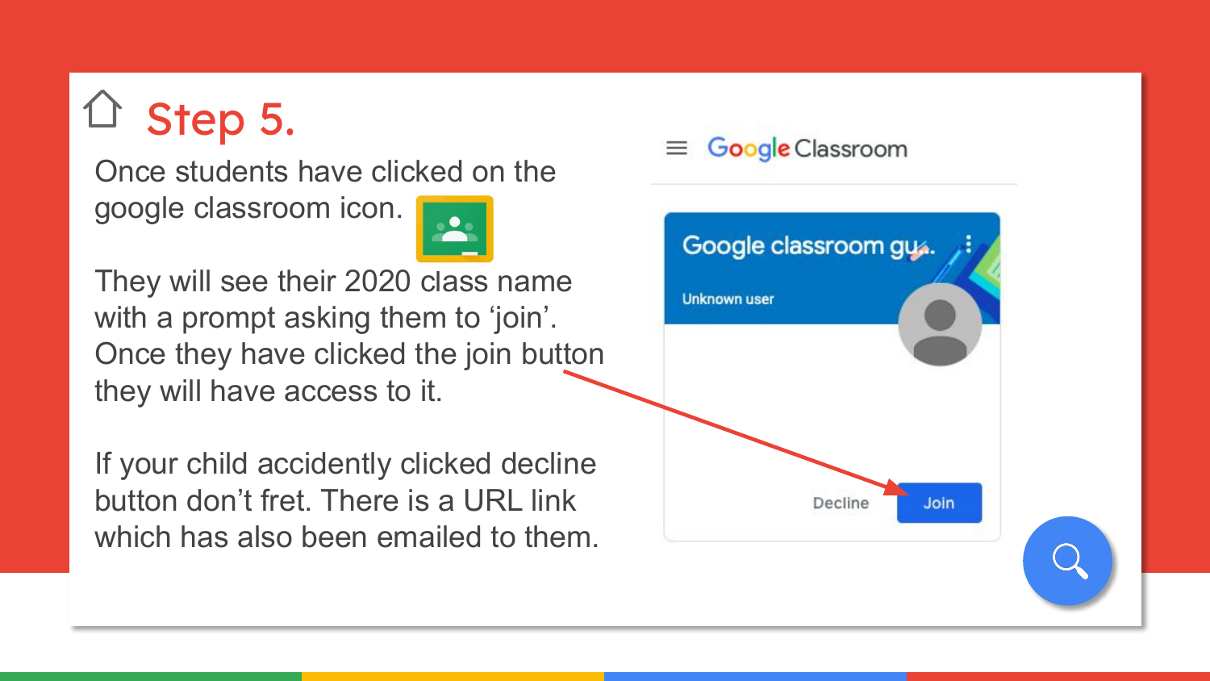# Step 5.

Once students have clicked on the google classroom icon.

They will see their 2020 class name with a prompt asking them to 'join'. Once they have clicked the join button they will have access to it.

If your child accidently clicked decline button don't fret. There is a URL link which has also been emailed to them.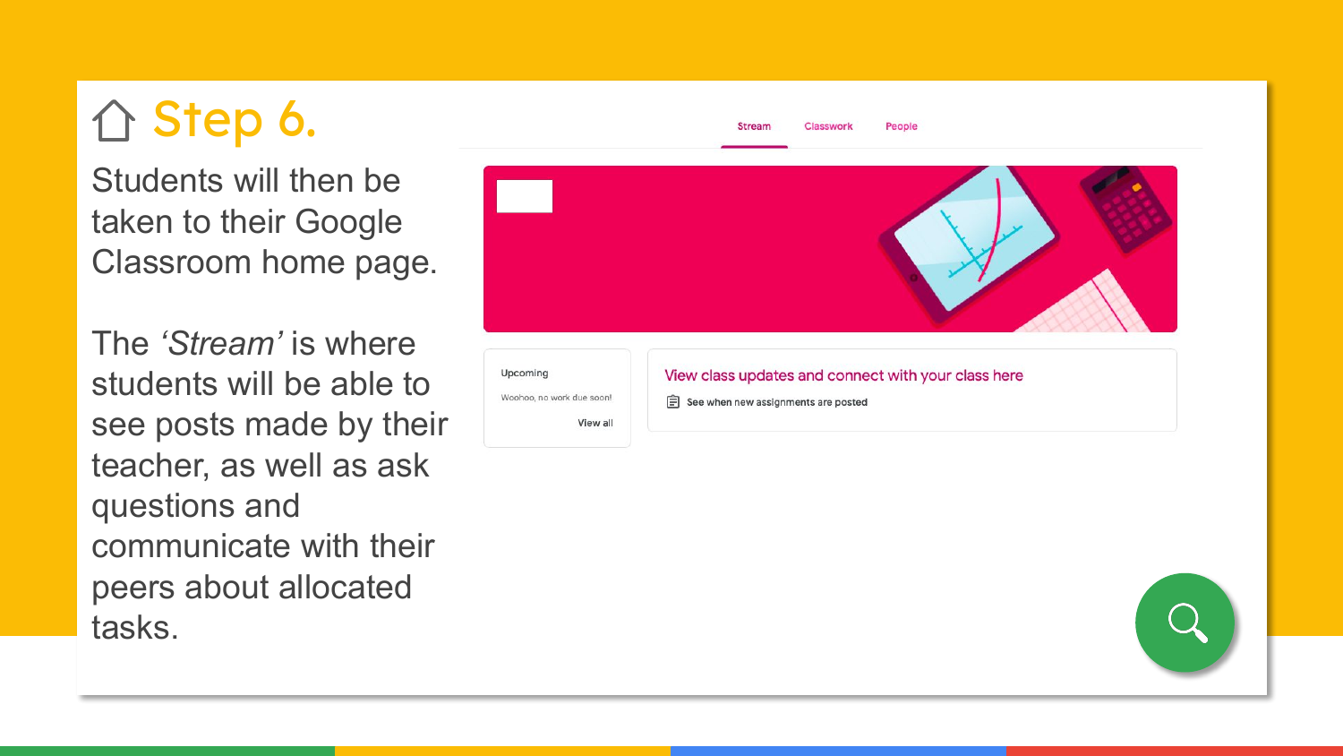# ⌂ Step 6.

Students will then be taken to their Google Classroom home page.

The *'Stream'* is where students will be able to see posts made by their teacher, as well as ask questions and communicate with their peers about allocated tasks.

Stream Classwork People

Upcoming

Woohoo, no work due soon!

View all

View class updates and connect with your class here

See when new assignments are posted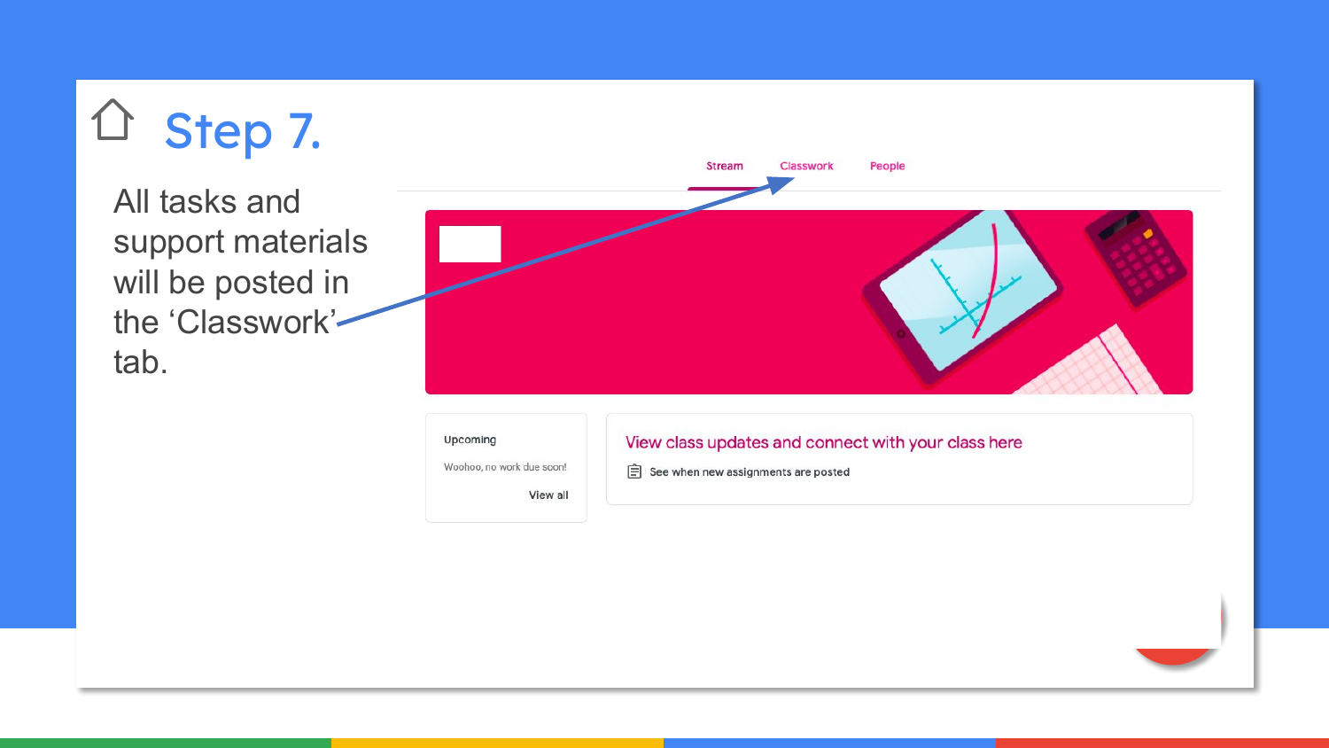# Step 7.

All tasks and support materials will be posted in the 'Classwork' tab.

Stream Classwork People

Upcoming

Woohoo, no work due soon!

View all

View class updates and connect with your class here

See when new assignments are posted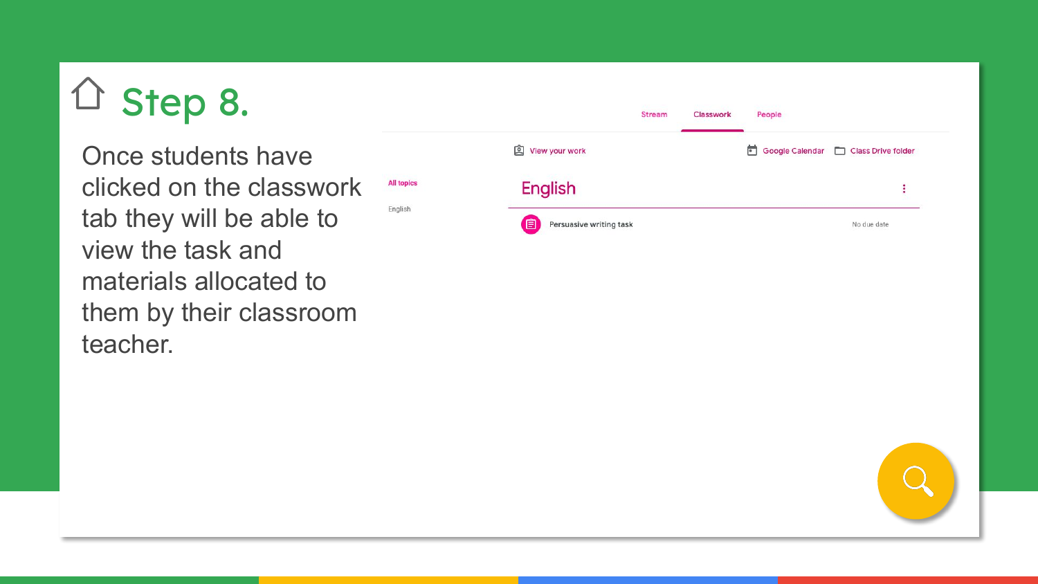# Step 8.

Once students have clicked on the classwork tab they will be able to view the task and materials allocated to them by their classroom teacher.

Stream Classwork People

View your work

Google Calendar Class Drive folder

All topics

English

## English

Persuasive writing task

No due date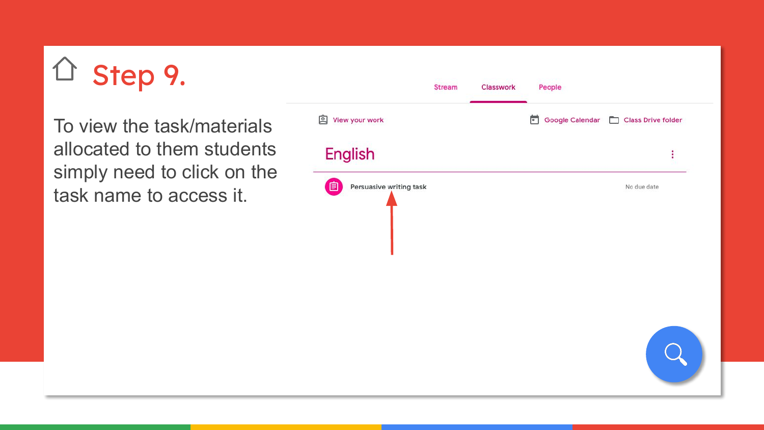# Step 9.

To view the task/materials allocated to them students simply need to click on the task name to access it.

Stream | Classwork | People

View your work | Google Calendar | Class Drive folder

## English

Persuasive writing task — No due date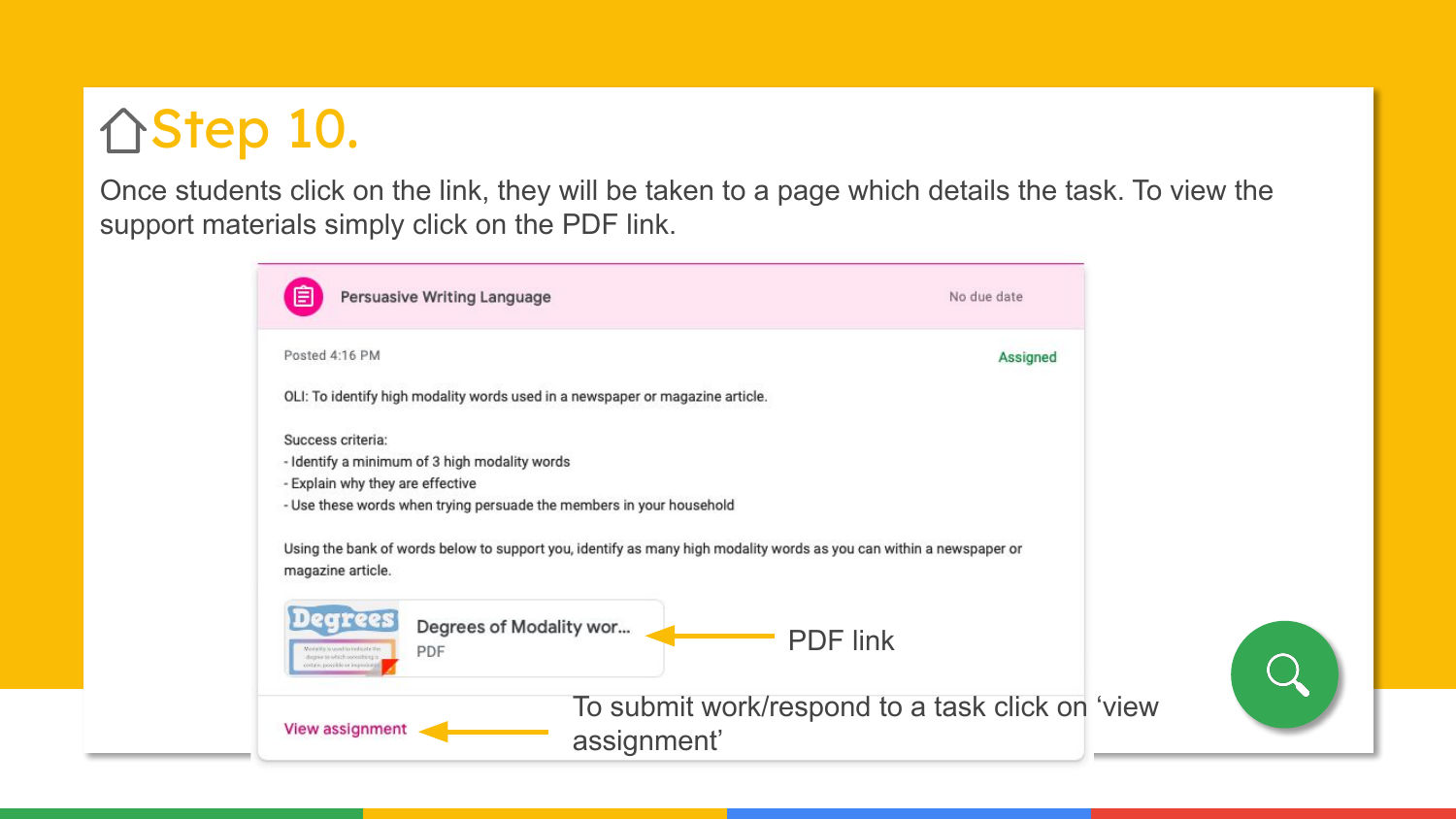# Step 10.

Once students click on the link, they will be taken to a page which details the task. To view the support materials simply click on the PDF link.

**Persuasive Writing Language**

No due date

Posted 4:16 PM

Assigned

OLI: To identify high modality words used in a newspaper or magazine article.

Success criteria:
- Identify a minimum of 3 high modality words
- Explain why they are effective
- Use these words when trying persuade the members in your household

Using the bank of words below to support you, identify as many high modality words as you can within a newspaper or magazine article.

Degrees of Modality wor...
PDF

PDF link

View assignment

To submit work/respond to a task click on 'view assignment'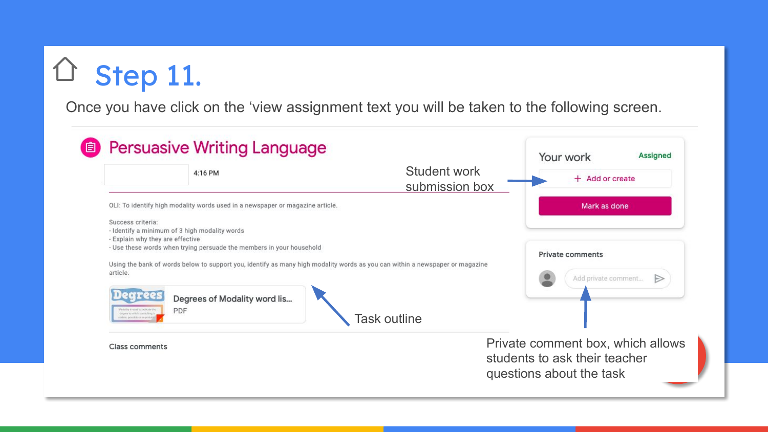# Step 11.

Once you have click on the 'view assignment text you will be taken to the following screen.

## Persuasive Writing Language

4:16 PM

Student work submission box

OLI: To identify high modality words used in a newspaper or magazine article.

Success criteria:
- Identify a minimum of 3 high modality words
- Explain why they are effective
- Use these words when trying persuade the members in your household

Using the bank of words below to support you, identify as many high modality words as you can within a newspaper or magazine article.

Degrees of Modality word lis...
PDF

Task outline

Class comments

Your work — Assigned

+ Add or create

Mark as done

Private comments

Add private comment...

Private comment box, which allows students to ask their teacher questions about the task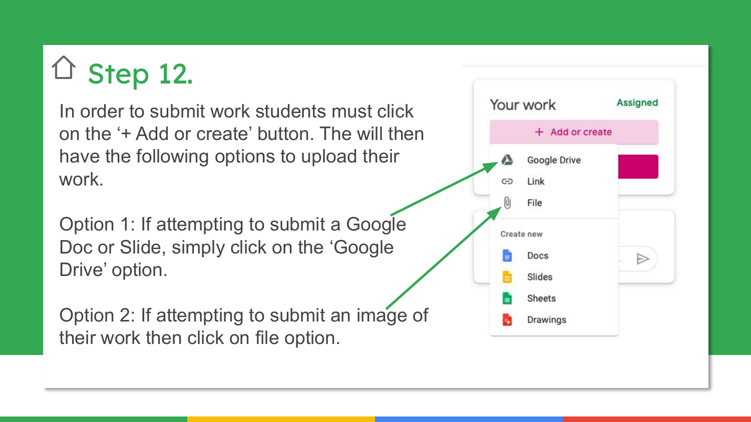# Step 12.

In order to submit work students must click on the '+ Add or create' button. The will then have the following options to upload their work.

Option 1: If attempting to submit a Google Doc or Slide, simply click on the 'Google Drive' option.

Option 2: If attempting to submit an image of their work then click on file option.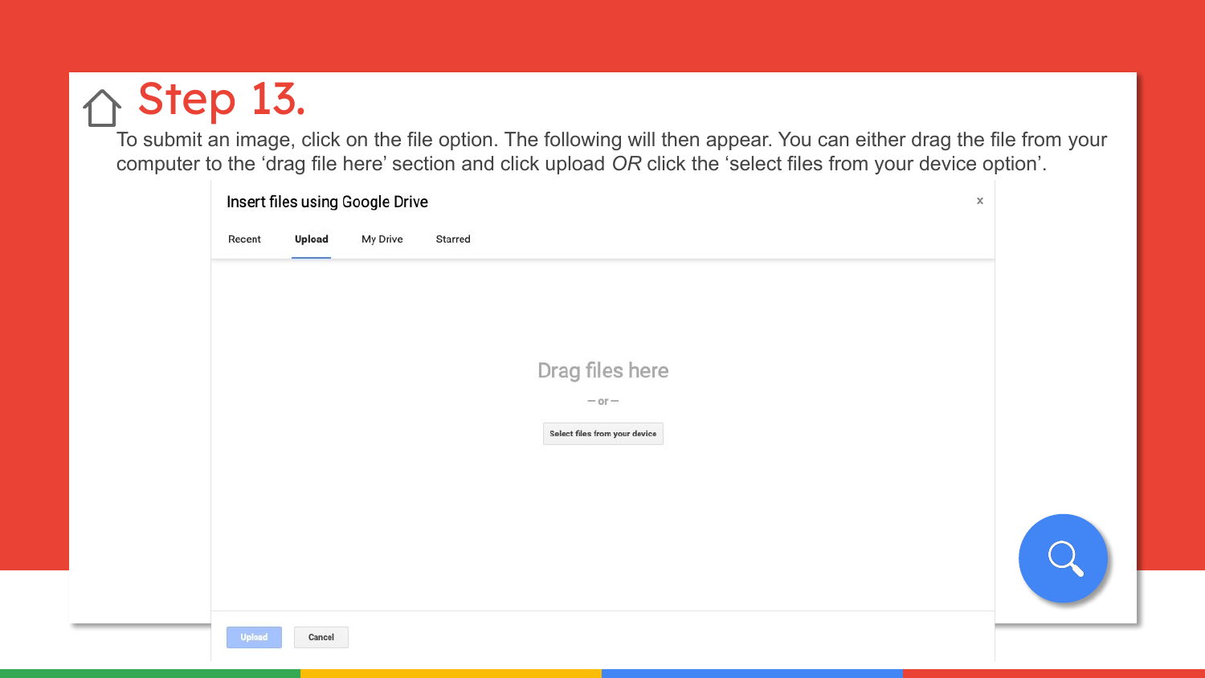# Step 13.

To submit an image, click on the file option. The following will then appear. You can either drag the file from your computer to the ‘drag file here’ section and click upload *OR* click the ‘select files from your device option’.

Insert files using Google Drive

Recent | **Upload** | My Drive | Starred

Drag files here

— or —

Select files from your device

Upload | Cancel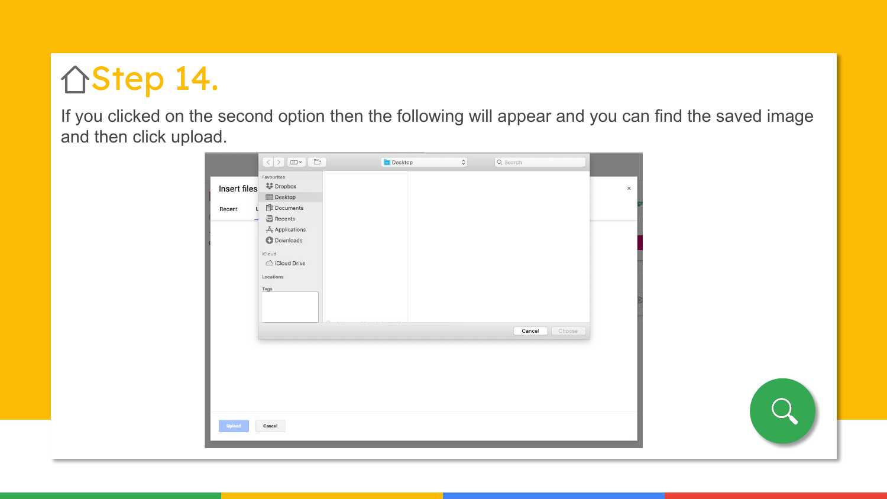# Step 14.

If you clicked on the second option then the following will appear and you can find the saved image and then click upload.